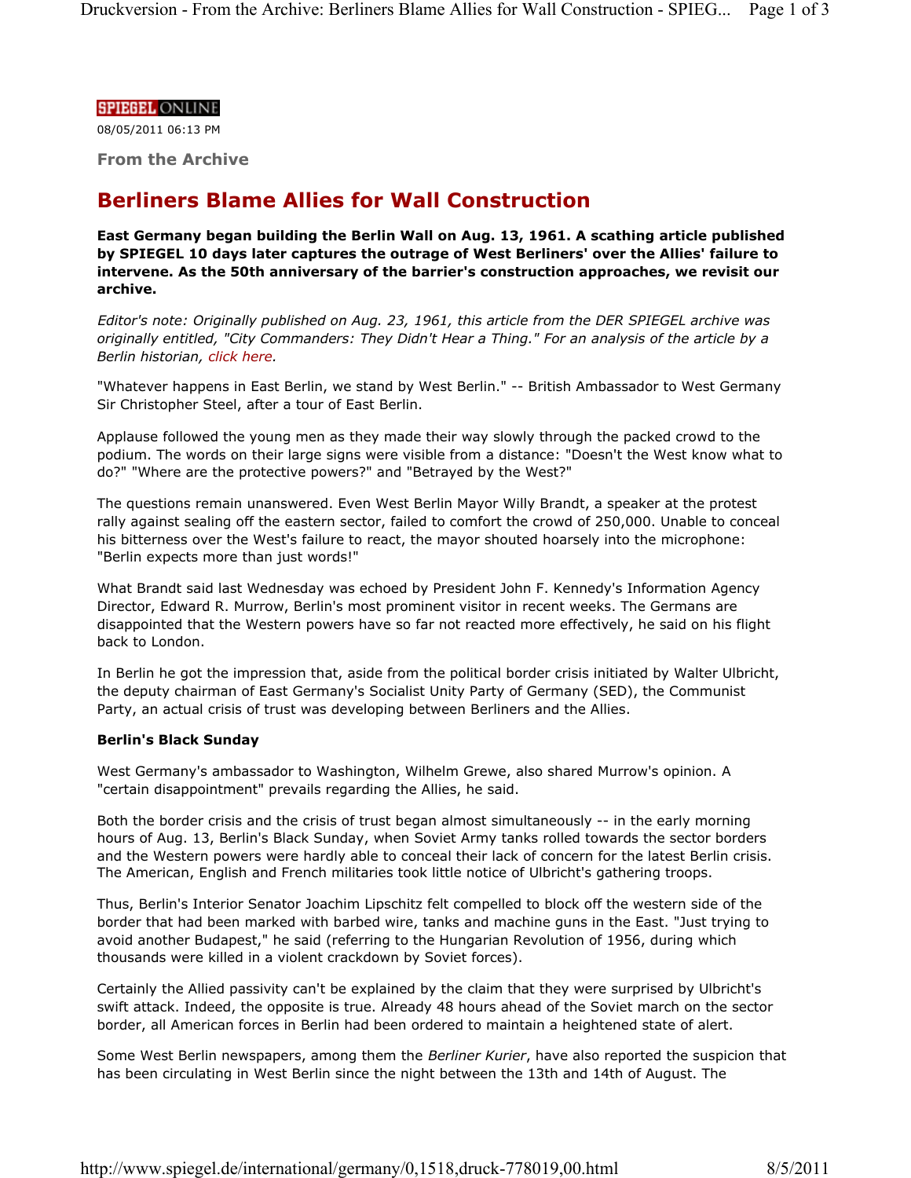SPIEGEL ONLINE

08/05/2011 06:13 PM

**From the Archive**

# Berliners Blame Allies for Wall Construction

**East Germany began building the Berlin Wall on Aug. 13, 1961. A scathing article published by SPIEGEL 10 days later captures the outrage of West Berliners' over the Allies' failure to intervene. As the 50th anniversary of the barrier's construction approaches, we revisit our archive.**

*Editor's note: Originally published on Aug. 23, 1961, this article from the DER SPIEGEL archive was originally entitled, "City Commanders: They Didn't Hear a Thing." For an analysis of the article by a Berlin historian, click here.*

"Whatever happens in East Berlin, we stand by West Berlin." -- British Ambassador to West Germany Sir Christopher Steel, after a tour of East Berlin.

Applause followed the young men as they made their way slowly through the packed crowd to the podium. The words on their large signs were visible from a distance: "Doesn't the West know what to do?" "Where are the protective powers?" and "Betrayed by the West?"

The questions remain unanswered. Even West Berlin Mayor Willy Brandt, a speaker at the protest rally against sealing off the eastern sector, failed to comfort the crowd of 250,000. Unable to conceal his bitterness over the West's failure to react, the mayor shouted hoarsely into the microphone: "Berlin expects more than just words!"

What Brandt said last Wednesday was echoed by President John F. Kennedy's Information Agency Director, Edward R. Murrow, Berlin's most prominent visitor in recent weeks. The Germans are disappointed that the Western powers have so far not reacted more effectively, he said on his flight back to London.

In Berlin he got the impression that, aside from the political border crisis initiated by Walter Ulbricht, the deputy chairman of East Germany's Socialist Unity Party of Germany (SED), the Communist Party, an actual crisis of trust was developing between Berliners and the Allies.

**Berlin's Black Sunday**

West Germany's ambassador to Washington, Wilhelm Grewe, also shared Murrow's opinion. A "certain disappointment" prevails regarding the Allies, he said.

Both the border crisis and the crisis of trust began almost simultaneously -- in the early morning hours of Aug. 13, Berlin's Black Sunday, when Soviet Army tanks rolled towards the sector borders and the Western powers were hardly able to conceal their lack of concern for the latest Berlin crisis. The American, English and French militaries took little notice of Ulbricht's gathering troops.

Thus, Berlin's Interior Senator Joachim Lipschitz felt compelled to block off the western side of the border that had been marked with barbed wire, tanks and machine guns in the East. "Just trying to avoid another Budapest," he said (referring to the Hungarian Revolution of 1956, during which thousands were killed in a violent crackdown by Soviet forces).

Certainly the Allied passivity can't be explained by the claim that they were surprised by Ulbricht's swift attack. Indeed, the opposite is true. Already 48 hours ahead of the Soviet march on the sector border, all American forces in Berlin had been ordered to maintain a heightened state of alert.

Some West Berlin newspapers, among them the *Berliner Kurier*, have also reported the suspicion that has been circulating in West Berlin since the night between the 13th and 14th of August. The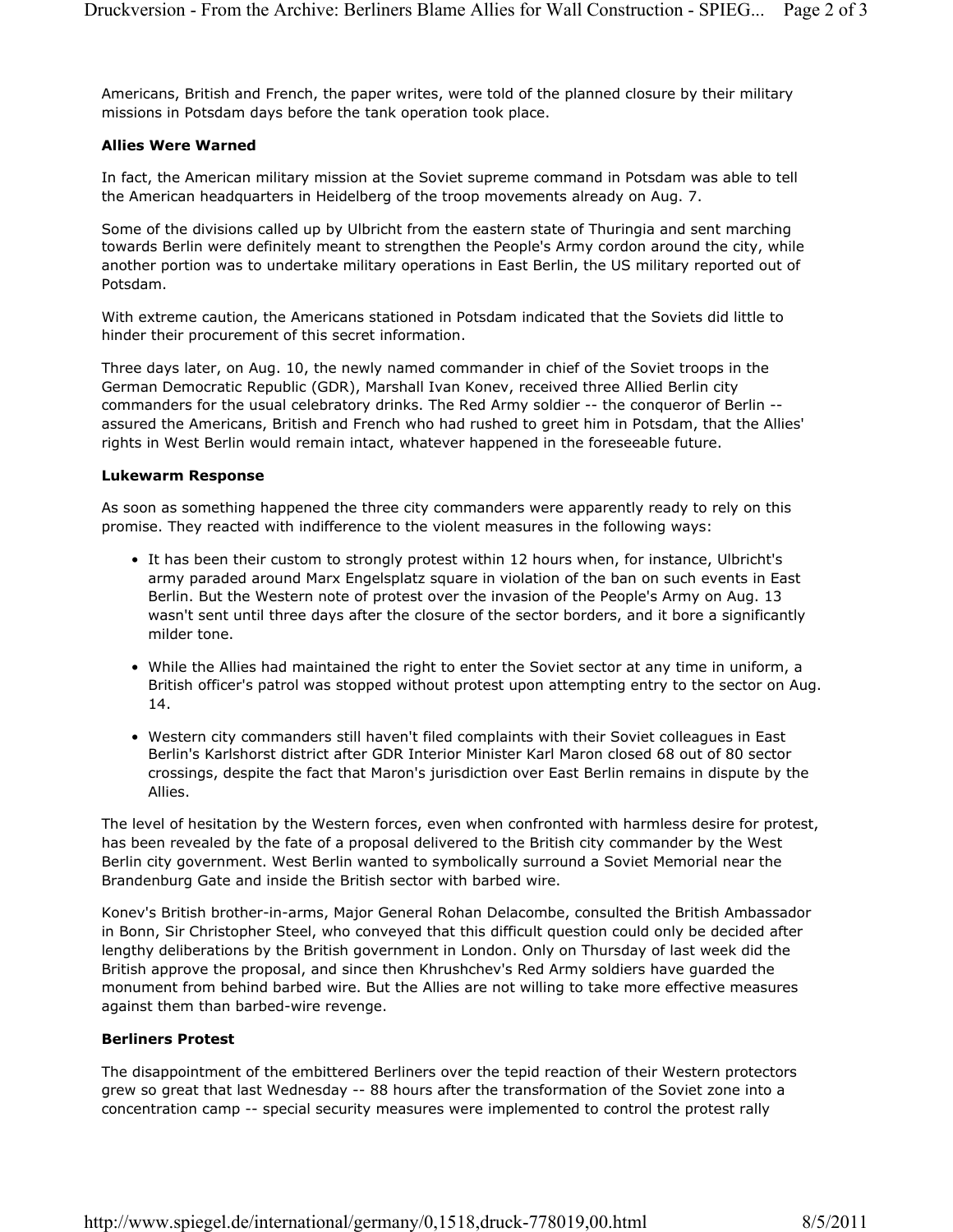Americans, British and French, the paper writes, were told of the planned closure by their military missions in Potsdam days before the tank operation took place.

**Allies Were Warned**

In fact, the American military mission at the Soviet supreme command in Potsdam was able to tell the American headquarters in Heidelberg of the troop movements already on Aug. 7.

Some of the divisions called up by Ulbricht from the eastern state of Thuringia and sent marching towards Berlin were definitely meant to strengthen the People's Army cordon around the city, while another portion was to undertake military operations in East Berlin, the US military reported out of Potsdam.

With extreme caution, the Americans stationed in Potsdam indicated that the Soviets did little to hinder their procurement of this secret information.

Three days later, on Aug. 10, the newly named commander in chief of the Soviet troops in the German Democratic Republic (GDR), Marshall Ivan Konev, received three Allied Berlin city commanders for the usual celebratory drinks. The Red Army soldier -- the conqueror of Berlin -- assured the Americans, British and French who had rushed to greet him in Potsdam, that the Allies' rights in West Berlin would remain intact, whatever happened in the foreseeable future.

**Lukewarm Response**

As soon as something happened the three city commanders were apparently ready to rely on this promise. They reacted with indifference to the violent measures in the following ways:

- It has been their custom to strongly protest within 12 hours when, for instance, Ulbricht's army paraded around Marx Engelsplatz square in violation of the ban on such events in East Berlin. But the Western note of protest over the invasion of the People's Army on Aug. 13 wasn't sent until three days after the closure of the sector borders, and it bore a significantly milder tone.
- While the Allies had maintained the right to enter the Soviet sector at any time in uniform, a British officer's patrol was stopped without protest upon attempting entry to the sector on Aug. 14.
- Western city commanders still haven't filed complaints with their Soviet colleagues in East Berlin's Karlshorst district after GDR Interior Minister Karl Maron closed 68 out of 80 sector crossings, despite the fact that Maron's jurisdiction over East Berlin remains in dispute by the Allies.

The level of hesitation by the Western forces, even when confronted with harmless desire for protest, has been revealed by the fate of a proposal delivered to the British city commander by the West Berlin city government. West Berlin wanted to symbolically surround a Soviet Memorial near the Brandenburg Gate and inside the British sector with barbed wire.

Konev's British brother-in-arms, Major General Rohan Delacombe, consulted the British Ambassador in Bonn, Sir Christopher Steel, who conveyed that this difficult question could only be decided after lengthy deliberations by the British government in London. Only on Thursday of last week did the British approve the proposal, and since then Khrushchev's Red Army soldiers have guarded the monument from behind barbed wire. But the Allies are not willing to take more effective measures against them than barbed-wire revenge.

**Berliners Protest**

The disappointment of the embittered Berliners over the tepid reaction of their Western protectors grew so great that last Wednesday -- 88 hours after the transformation of the Soviet zone into a concentration camp -- special security measures were implemented to control the protest rally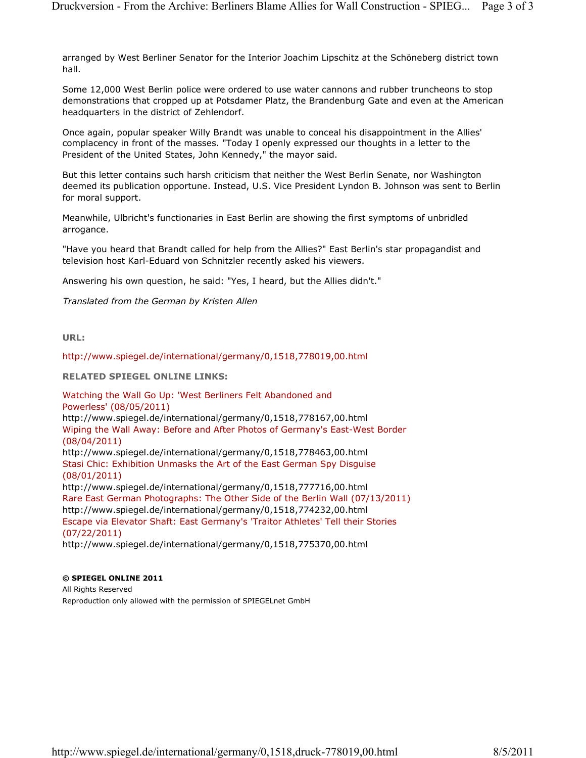arranged by West Berliner Senator for the Interior Joachim Lipschitz at the Schöneberg district town hall.

Some 12,000 West Berlin police were ordered to use water cannons and rubber truncheons to stop demonstrations that cropped up at Potsdamer Platz, the Brandenburg Gate and even at the American headquarters in the district of Zehlendorf.

Once again, popular speaker Willy Brandt was unable to conceal his disappointment in the Allies' complacency in front of the masses. "Today I openly expressed our thoughts in a letter to the President of the United States, John Kennedy," the mayor said.

But this letter contains such harsh criticism that neither the West Berlin Senate, nor Washington deemed its publication opportune. Instead, U.S. Vice President Lyndon B. Johnson was sent to Berlin for moral support.

Meanwhile, Ulbricht's functionaries in East Berlin are showing the first symptoms of unbridled arrogance.

"Have you heard that Brandt called for help from the Allies?" East Berlin's star propagandist and television host Karl-Eduard von Schnitzler recently asked his viewers.

Answering his own question, he said: "Yes, I heard, but the Allies didn't."

*Translated from the German by Kristen Allen*

**URL:**

http://www.spiegel.de/international/germany/0,1518,778019,00.html

**RELATED SPIEGEL ONLINE LINKS:**

Watching the Wall Go Up: 'West Berliners Felt Abandoned and Powerless' (08/05/2011)
http://www.spiegel.de/international/germany/0,1518,778167,00.html
Wiping the Wall Away: Before and After Photos of Germany's East-West Border (08/04/2011)
http://www.spiegel.de/international/germany/0,1518,778463,00.html
Stasi Chic: Exhibition Unmasks the Art of the East German Spy Disguise (08/01/2011)
http://www.spiegel.de/international/germany/0,1518,777716,00.html
Rare East German Photographs: The Other Side of the Berlin Wall (07/13/2011)
http://www.spiegel.de/international/germany/0,1518,774232,00.html
Escape via Elevator Shaft: East Germany's 'Traitor Athletes' Tell their Stories (07/22/2011)
http://www.spiegel.de/international/germany/0,1518,775370,00.html

**© SPIEGEL ONLINE 2011**
All Rights Reserved
Reproduction only allowed with the permission of SPIEGELnet GmbH